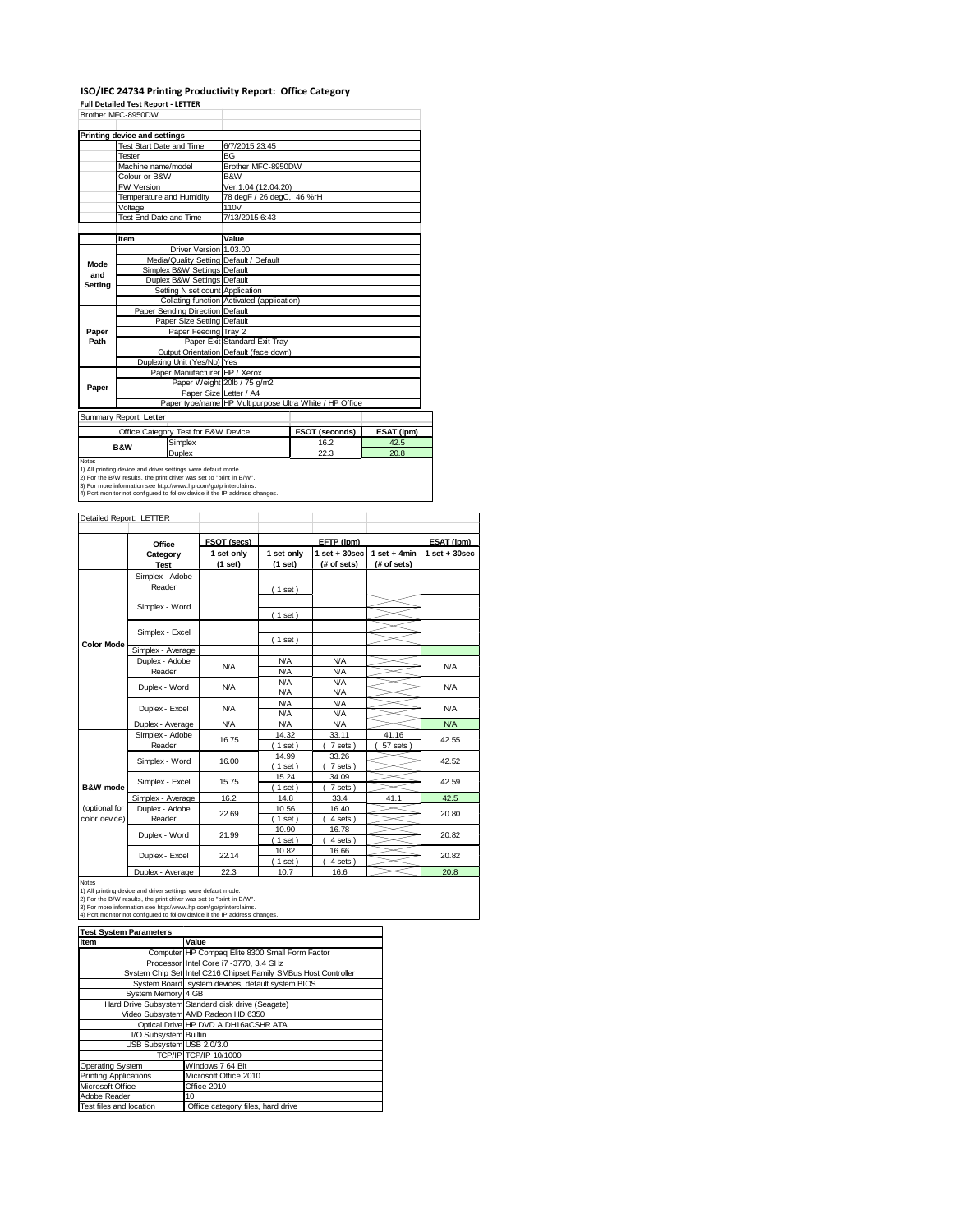# ISO/IEC 24734 Printing Productivity Report: Office Category

**Full Detailed Test Report - LETTER**

Brother MFC-8950DW

| Printing device and settings | |
|---|---|
| Test Start Date and Time | 6/7/2015 23:45 |
| Tester | BG |
| Machine name/model | Brother MFC-8950DW |
| Colour or B&W | B&W |
| FW Version | Ver.1.04 (12.04.20) |
| Temperature and Humidity | 78 degF / 26 degC, 46 %rH |
| Voltage | 110V |
| Test End Date and Time | 7/13/2015 6:43 |

| | Item | Value |
|---|---|---|
| Mode and Setting | Driver Version | 1.03.00 |
| | Media/Quality Setting | Default / Default |
| | Simplex B&W Settings | Default |
| | Duplex B&W Settings | Default |
| | Setting N set count | Application |
| | Collating function | Activated (application) |
| Paper Path | Paper Sending Direction | Default |
| | Paper Size Setting | Default |
| | Paper Feeding | Tray 2 |
| | Paper Exit | Standard Exit Tray |
| | Output Orientation | Default (face down) |
| | Duplexing Unit (Yes/No) | Yes |
| Paper | Paper Manufacturer | HP / Xerox |
| | Paper Weight | 20lb / 75 g/m2 |
| | Paper Size | Letter / A4 |
| | Paper type/name | HP Multipurpose Ultra White / HP Office |

Summary Report: **Letter**

| Office Category Test for B&W Device | | FSOT (seconds) | ESAT (ipm) |
|---|---|---|---|
| B&W | Simplex | 16.2 | 42.5 |
| | Duplex | 22.3 | 20.8 |

Notes
1) All printing device and driver settings were default mode.
2) For the B/W results, the print driver was set to "print in B/W".
3) For more information see http://www.hp.com/go/printerclaims.
4) Port monitor not configured to follow device if the IP address changes.

Detailed Report: LETTER

| | Office Category Test | FSOT (secs) 1 set only (1 set) | EFTP (ipm) 1 set only (1 set) | EFTP (ipm) 1 set + 30sec (# of sets) | EFTP (ipm) 1 set + 4min (# of sets) | ESAT (ipm) 1 set + 30sec |
|---|---|---|---|---|---|---|
| Color Mode | Simplex - Adobe Reader | | (1 set) | | | |
| | Simplex - Word | | (1 set) | | | |
| | Simplex - Excel | | (1 set) | | | |
| | Simplex - Average | | | | | |
| | Duplex - Adobe Reader | N/A | N/A / N/A | N/A / N/A | | N/A |
| | Duplex - Word | N/A | N/A / N/A | N/A / N/A | | N/A |
| | Duplex - Excel | N/A | N/A / N/A | N/A / N/A | | N/A |
| | Duplex - Average | N/A | N/A | N/A | | N/A |
| B&W mode (optional for color device) | Simplex - Adobe Reader | 16.75 | 14.32 (1 set) | 33.11 (7 sets) | 41.16 (57 sets) | 42.55 |
| | Simplex - Word | 16.00 | 14.99 (1 set) | 33.26 (7 sets) | | 42.52 |
| | Simplex - Excel | 15.75 | 15.24 (1 set) | 34.09 (7 sets) | | 42.59 |
| | Simplex - Average | 16.2 | 14.8 | 33.4 | 41.1 | 42.5 |
| | Duplex - Adobe Reader | 22.69 | 10.56 (1 set) | 16.40 (4 sets) | | 20.80 |
| | Duplex - Word | 21.99 | 10.90 (1 set) | 16.78 (4 sets) | | 20.82 |
| | Duplex - Excel | 22.14 | 10.82 (1 set) | 16.66 (4 sets) | | 20.82 |
| | Duplex - Average | 22.3 | 10.7 | 16.6 | | 20.8 |

Notes
1) All printing device and driver settings were default mode.
2) For the B/W results, the print driver was set to "print in B/W".
3) For more information see http://www.hp.com/go/printerclaims.
4) Port monitor not configured to follow device if the IP address changes.

| Test System Parameters | |
|---|---|
| **Item** | **Value** |
| Computer | HP Compaq Elite 8300 Small Form Factor |
| Processor | Intel Core i7 -3770, 3.4 GHz |
| System Chip Set | Intel C216 Chipset Family SMBus Host Controller |
| System Board | system devices, default system BIOS |
| System Memory | 4 GB |
| Hard Drive Subsystem | Standard disk drive (Seagate) |
| Video Subsystem | AMD Radeon HD 6350 |
| Optical Drive | HP DVD A DH16aCSHR ATA |
| I/O Subsystem | Builtin |
| USB Subsystem | USB 2.0/3.0 |
| TCP/IP | TCP/IP 10/1000 |
| Operating System | Windows 7 64 Bit |
| Printing Applications | Microsoft Office 2010 |
| Microsoft Office | Office 2010 |
| Adobe Reader | 10 |
| Test files and location | Office category files, hard drive |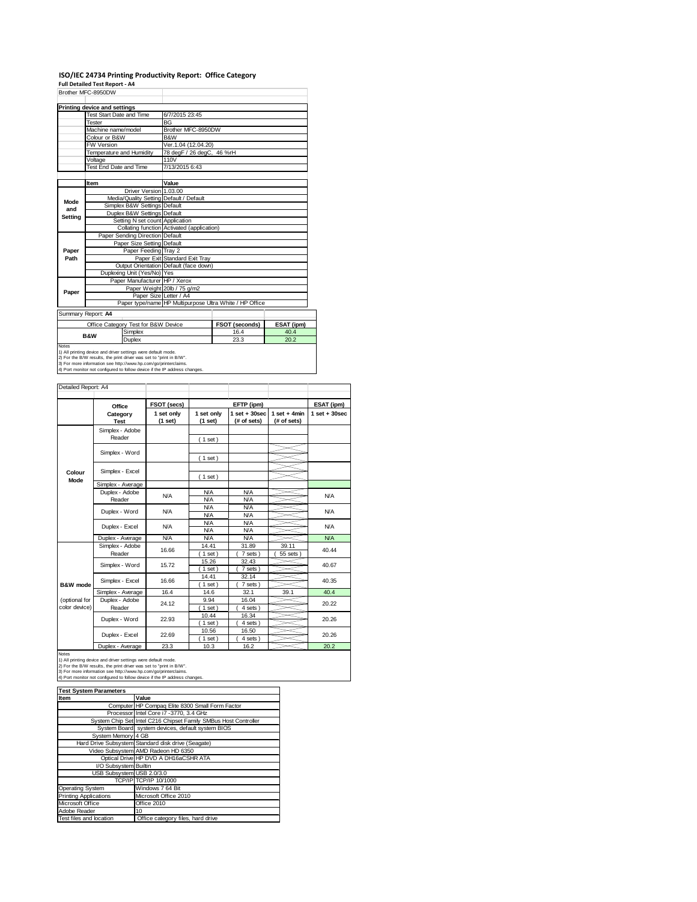# ISO/IEC 24734 Printing Productivity Report: Office Category

**Full Detailed Test Report - A4**

Brother MFC-8950DW

| Printing device and settings | |
|---|---|
| Test Start Date and Time | 6/7/2015 23:45 |
| Tester | BG |
| Machine name/model | Brother MFC-8950DW |
| Colour or B&W | B&W |
| FW Version | Ver.1.04 (12.04.20) |
| Temperature and Humidity | 78 degF / 26 degC, 46 %rH |
| Voltage | 110V |
| Test End Date and Time | 7/13/2015 6:43 |

| | Item | Value |
|---|---|---|
| Mode and Setting | Driver Version | 1.03.00 |
| | Media/Quality Setting | Default / Default |
| | Simplex B&W Settings | Default |
| | Duplex B&W Settings | Default |
| | Setting N set count | Application |
| | Collating function | Activated (application) |
| Paper Path | Paper Sending Direction | Default |
| | Paper Size Setting | Default |
| | Paper Feeding | Tray 2 |
| | Paper Exit | Standard Exit Tray |
| | Output Orientation | Default (face down) |
| | Duplexing Unit (Yes/No) | Yes |
| Paper | Paper Manufacturer | HP / Xerox |
| | Paper Weight | 20lb / 75 g/m2 |
| | Paper Size | Letter / A4 |
| | Paper type/name | HP Multipurpose Ultra White / HP Office |

Summary Report: **A4**

| Office Category Test for B&W Device | | FSOT (seconds) | ESAT (ipm) |
|---|---|---|---|
| B&W | Simplex | 16.4 | 40.4 |
| | Duplex | 23.3 | 20.2 |

Notes
1) All printing device and driver settings were default mode.
2) For the B/W results, the print driver was set to "print in B/W".
3) For more information see http://www.hp.com/go/printerclaims.
4) Port monitor not configured to follow device if the IP address changes.

Detailed Report: A4

| | Office Category Test | FSOT (secs) 1 set only (1 set) | EFTP (ipm) 1 set only (1 set) | EFTP (ipm) 1 set + 30sec (# of sets) | EFTP (ipm) 1 set + 4min (# of sets) | ESAT (ipm) 1 set + 30sec |
|---|---|---|---|---|---|---|
| Colour Mode | Simplex - Adobe Reader | | ( 1 set ) | | | |
| | Simplex - Word | | ( 1 set ) | | | |
| | Simplex - Excel | | ( 1 set ) | | | |
| | Simplex - Average | | | | | |
| | Duplex - Adobe Reader | N/A | N/A<br>N/A | N/A<br>N/A | | N/A |
| | Duplex - Word | N/A | N/A<br>N/A | N/A<br>N/A | | N/A |
| | Duplex - Excel | N/A | N/A<br>N/A | N/A<br>N/A | | N/A |
| | Duplex - Average | N/A | N/A | N/A | | N/A |
| B&W mode (optional for color device) | Simplex - Adobe Reader | 16.66 | 14.41<br>( 1 set ) | 31.89<br>( 7 sets ) | 39.11<br>( 55 sets ) | 40.44 |
| | Simplex - Word | 15.72 | 15.26<br>( 1 set ) | 32.43<br>( 7 sets ) | | 40.67 |
| | Simplex - Excel | 16.66 | 14.41<br>( 1 set ) | 32.14<br>( 7 sets ) | | 40.35 |
| | Simplex - Average | 16.4 | 14.6 | 32.1 | 39.1 | 40.4 |
| | Duplex - Adobe Reader | 24.12 | 9.94<br>( 1 set ) | 16.04<br>( 4 sets ) | | 20.22 |
| | Duplex - Word | 22.93 | 10.44<br>( 1 set ) | 16.34<br>( 4 sets ) | | 20.26 |
| | Duplex - Excel | 22.69 | 10.56<br>( 1 set ) | 16.50<br>( 4 sets ) | | 20.26 |
| | Duplex - Average | 23.3 | 10.3 | 16.2 | | 20.2 |

Notes
1) All printing device and driver settings were default mode.
2) For the B/W results, the print driver was set to "print in B/W".
3) For more information see http://www.hp.com/go/printerclaims.
4) Port monitor not configured to follow device if the IP address changes.

| Test System Parameters | |
|---|---|
| **Item** | **Value** |
| Computer | HP Compaq Elite 8300 Small Form Factor |
| Processor | Intel Core i7 -3770, 3.4 GHz |
| System Chip Set | Intel C216 Chipset Family SMBus Host Controller |
| System Board | system devices, default system BIOS |
| System Memory | 4 GB |
| Hard Drive Subsystem | Standard disk drive (Seagate) |
| Video Subsystem | AMD Radeon HD 6350 |
| Optical Drive | HP DVD A DH16aCSHR ATA |
| I/O Subsystem | Builtin |
| USB Subsystem | USB 2.0/3.0 |
| TCP/IP | TCP/IP 10/1000 |
| Operating System | Windows 7 64 Bit |
| Printing Applications | Microsoft Office 2010 |
| Microsoft Office | Office 2010 |
| Adobe Reader | 10 |
| Test files and location | Office category files, hard drive |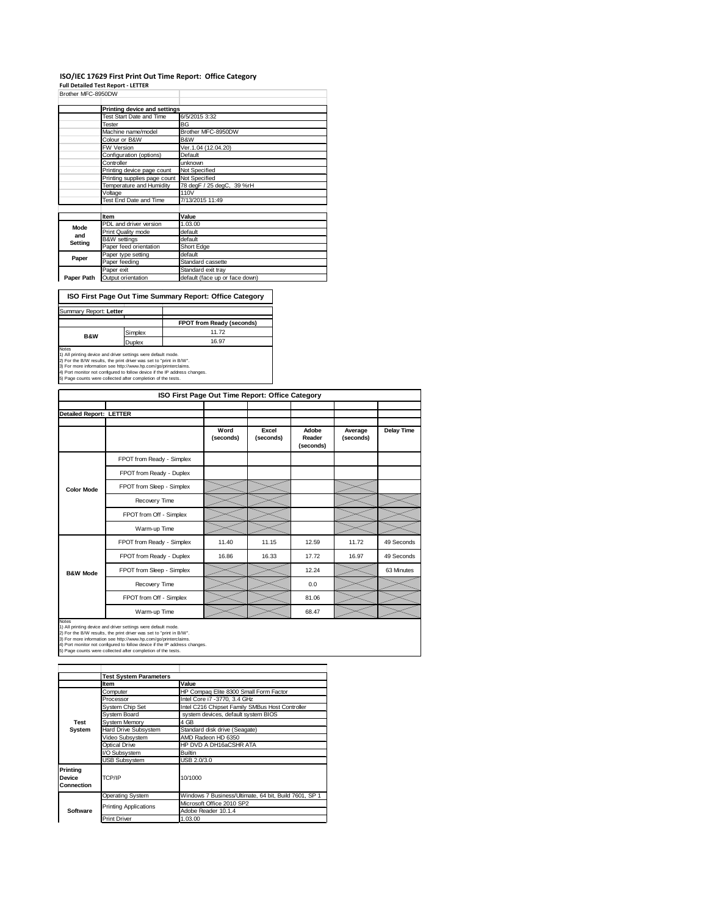# ISO/IEC 17629 First Print Out Time Report: Office Category

**Full Detailed Test Report - LETTER**

Brother MFC-8950DW

| | Printing device and settings | |
|---|---|---|
| | Test Start Date and Time | 6/5/2015 3:32 |
| | Tester | BG |
| | Machine name/model | Brother MFC-8950DW |
| | Colour or B&W | B&W |
| | FW Version | Ver.1.04 (12.04.20) |
| | Configuration (options) | Default |
| | Controller | unknown |
| | Printing device page count | Not Specified |
| | Printing supplies page count | Not Specified |
| | Temperature and Humidity | 78 degF / 25 degC, 39 %rH |
| | Voltage | 110V |
| | Test End Date and Time | 7/13/2015 11:49 |

| | Item | Value |
|---|---|---|
| Mode and Setting | PDL and driver version | 1.03.00 |
| | Print Quality mode | default |
| | B&W settings | default |
| | Paper feed orientation | Short Edge |
| Paper | Paper type setting | default |
| | Paper feeding | Standard cassette |
| | Paper exit | Standard exit tray |
| Paper Path | Output orientation | default (face up or face down) |

## ISO First Page Out Time Summary Report: Office Category

Summary Report: **Letter**

| | | FPOT from Ready (seconds) |
|---|---|---|
| B&W | Simplex | 11.72 |
| | Duplex | 16.97 |

Notes
1) All printing device and driver settings were default mode.
2) For the B/W results, the print driver was set to "print in B/W".
3) For more information see http://www.hp.com/go/printerclaims.
4) Port monitor not configured to follow device if the IP address changes.
5) Page counts were collected after completion of the tests.

## ISO First Page Out Time Report: Office Category

**Detailed Report: LETTER**

| | | Word (seconds) | Excel (seconds) | Adobe Reader (seconds) | Average (seconds) | Delay Time |
|---|---|---|---|---|---|---|
| Color Mode | FPOT from Ready - Simplex | | | | | |
| | FPOT from Ready - Duplex | | | | | |
| | FPOT from Sleep - Simplex | | | | | |
| | Recovery Time | | | | | |
| | FPOT from Off - Simplex | | | | | |
| | Warm-up Time | | | | | |
| B&W Mode | FPOT from Ready - Simplex | 11.40 | 11.15 | 12.59 | 11.72 | 49 Seconds |
| | FPOT from Ready - Duplex | 16.86 | 16.33 | 17.72 | 16.97 | 49 Seconds |
| | FPOT from Sleep - Simplex | | | 12.24 | | 63 Minutes |
| | Recovery Time | | | 0.0 | | |
| | FPOT from Off - Simplex | | | 81.06 | | |
| | Warm-up Time | | | 68.47 | | |

Notes
1) All printing device and driver settings were default mode.
2) For the B/W results, the print driver was set to "print in B/W".
3) For more information see http://www.hp.com/go/printerclaims.
4) Port monitor not configured to follow device if the IP address changes.
5) Page counts were collected after completion of the tests.

| | Test System Parameters | |
|---|---|---|
| | Item | Value |
| Test System | Computer | HP Compaq Elite 8300 Small Form Factor |
| | Processor | Intel Core i7 -3770, 3.4 GHz |
| | System Chip Set | Intel C216 Chipset Family SMBus Host Controller |
| | System Board | system devices, default system BIOS |
| | System Memory | 4 GB |
| | Hard Drive Subsystem | Standard disk drive (Seagate) |
| | Video Subsystem | AMD Radeon HD 6350 |
| | Optical Drive | HP DVD A DH16aCSHR ATA |
| | I/O Subsystem | Builtin |
| | USB Subsystem | USB 2.0/3.0 |
| Printing Device Connection | TCP/IP | 10/1000 |
| Software | Operating System | Windows 7 Business/Ultimate, 64 bit, Build 7601, SP 1 |
| | Printing Applications | Microsoft Office 2010 SP2 |
| | | Adobe Reader 10.1.4 |
| | Print Driver | 1.03.00 |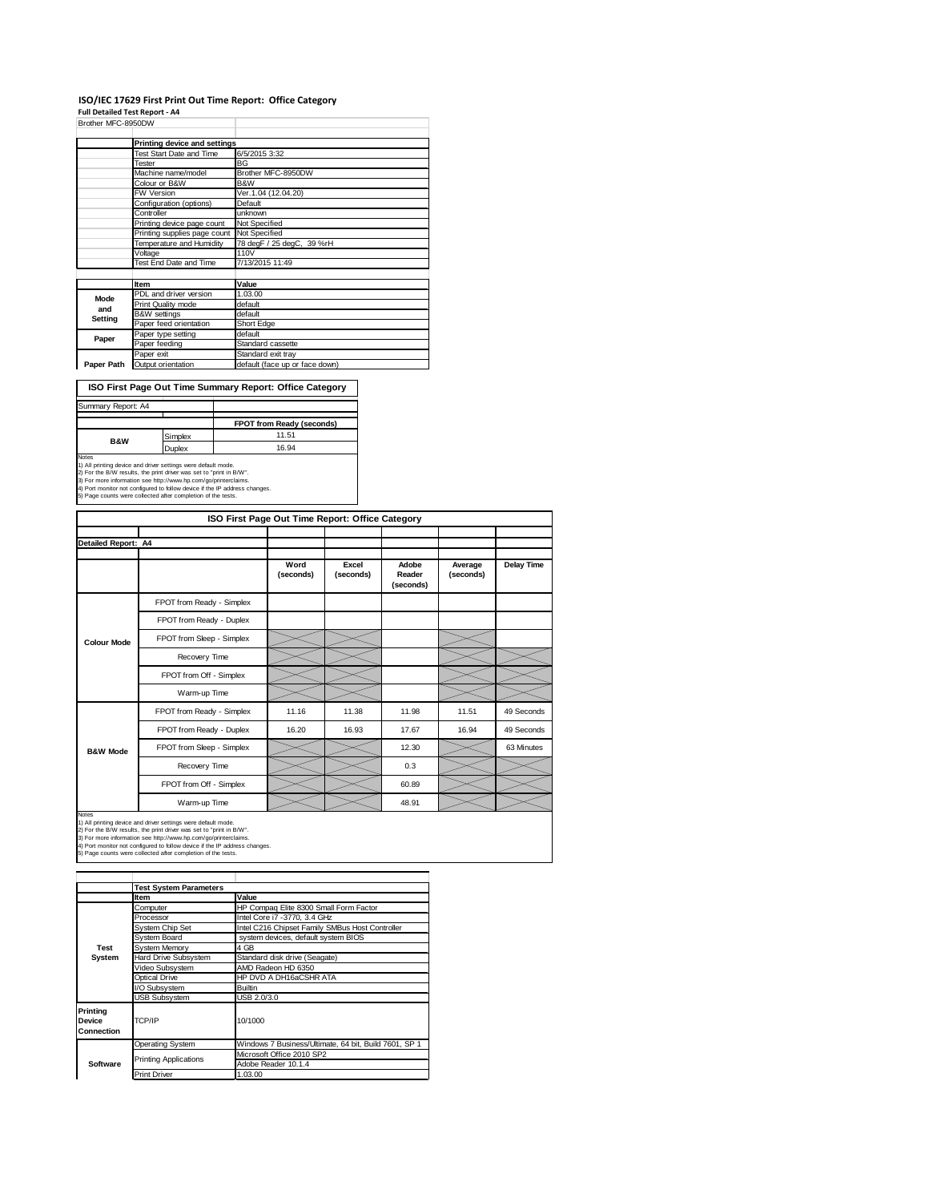# ISO/IEC 17629 First Print Out Time Report: Office Category

**Full Detailed Test Report - A4**

Brother MFC-8950DW

| | Printing device and settings | |
|---|---|---|
| | Test Start Date and Time | 6/5/2015 3:32 |
| | Tester | BG |
| | Machine name/model | Brother MFC-8950DW |
| | Colour or B&W | B&W |
| | FW Version | Ver.1.04 (12.04.20) |
| | Configuration (options) | Default |
| | Controller | unknown |
| | Printing device page count | Not Specified |
| | Printing supplies page count | Not Specified |
| | Temperature and Humidity | 78 degF / 25 degC, 39 %rH |
| | Voltage | 110V |
| | Test End Date and Time | 7/13/2015 11:49 |

| | Item | Value |
|---|---|---|
| Mode and Setting | PDL and driver version | 1.03.00 |
| | Print Quality mode | default |
| | B&W settings | default |
| | Paper feed orientation | Short Edge |
| Paper | Paper type setting | default |
| | Paper feeding | Standard cassette |
| | Paper exit | Standard exit tray |
| Paper Path | Output orientation | default (face up or face down) |

## ISO First Page Out Time Summary Report: Office Category

Summary Report: A4

| | | FPOT from Ready (seconds) |
|---|---|---|
| B&W | Simplex | 11.51 |
| | Duplex | 16.94 |

Notes
1) All printing device and driver settings were default mode.
2) For the B/W results, the print driver was set to "print in B/W".
3) For more information see http://www.hp.com/go/printerclaims.
4) Port monitor not configured to follow device if the IP address changes.
5) Page counts were collected after completion of the tests.

## ISO First Page Out Time Report: Office Category

Detailed Report: A4

| | | Word (seconds) | Excel (seconds) | Adobe Reader (seconds) | Average (seconds) | Delay Time |
|---|---|---|---|---|---|---|
| Colour Mode | FPOT from Ready - Simplex | | | | | |
| | FPOT from Ready - Duplex | | | | | |
| | FPOT from Sleep - Simplex | | | | | |
| | Recovery Time | | | | | |
| | FPOT from Off - Simplex | | | | | |
| | Warm-up Time | | | | | |
| B&W Mode | FPOT from Ready - Simplex | 11.16 | 11.38 | 11.98 | 11.51 | 49 Seconds |
| | FPOT from Ready - Duplex | 16.20 | 16.93 | 17.67 | 16.94 | 49 Seconds |
| | FPOT from Sleep - Simplex | | | 12.30 | | 63 Minutes |
| | Recovery Time | | | 0.3 | | |
| | FPOT from Off - Simplex | | | 60.89 | | |
| | Warm-up Time | | | 48.91 | | |

Notes
1) All printing device and driver settings were default mode.
2) For the B/W results, the print driver was set to "print in B/W".
3) For more information see http://www.hp.com/go/printerclaims.
4) Port monitor not configured to follow device if the IP address changes.
5) Page counts were collected after completion of the tests.

| | Test System Parameters | |
|---|---|---|
| | Item | Value |
| Test System | Computer | HP Compaq Elite 8300 Small Form Factor |
| | Processor | Intel Core i7 -3770, 3.4 GHz |
| | System Chip Set | Intel C216 Chipset Family SMBus Host Controller |
| | System Board | system devices, default system BIOS |
| | System Memory | 4 GB |
| | Hard Drive Subsystem | Standard disk drive (Seagate) |
| | Video Subsystem | AMD Radeon HD 6350 |
| | Optical Drive | HP DVD A DH16aCSHR ATA |
| | I/O Subsystem | Builtin |
| | USB Subsystem | USB 2.0/3.0 |
| Printing Device Connection | TCP/IP | 10/1000 |
| Software | Operating System | Windows 7 Business/Ultimate, 64 bit, Build 7601, SP 1 |
| | Printing Applications | Microsoft Office 2010 SP2 |
| | | Adobe Reader 10.1.4 |
| | Print Driver | 1.03.00 |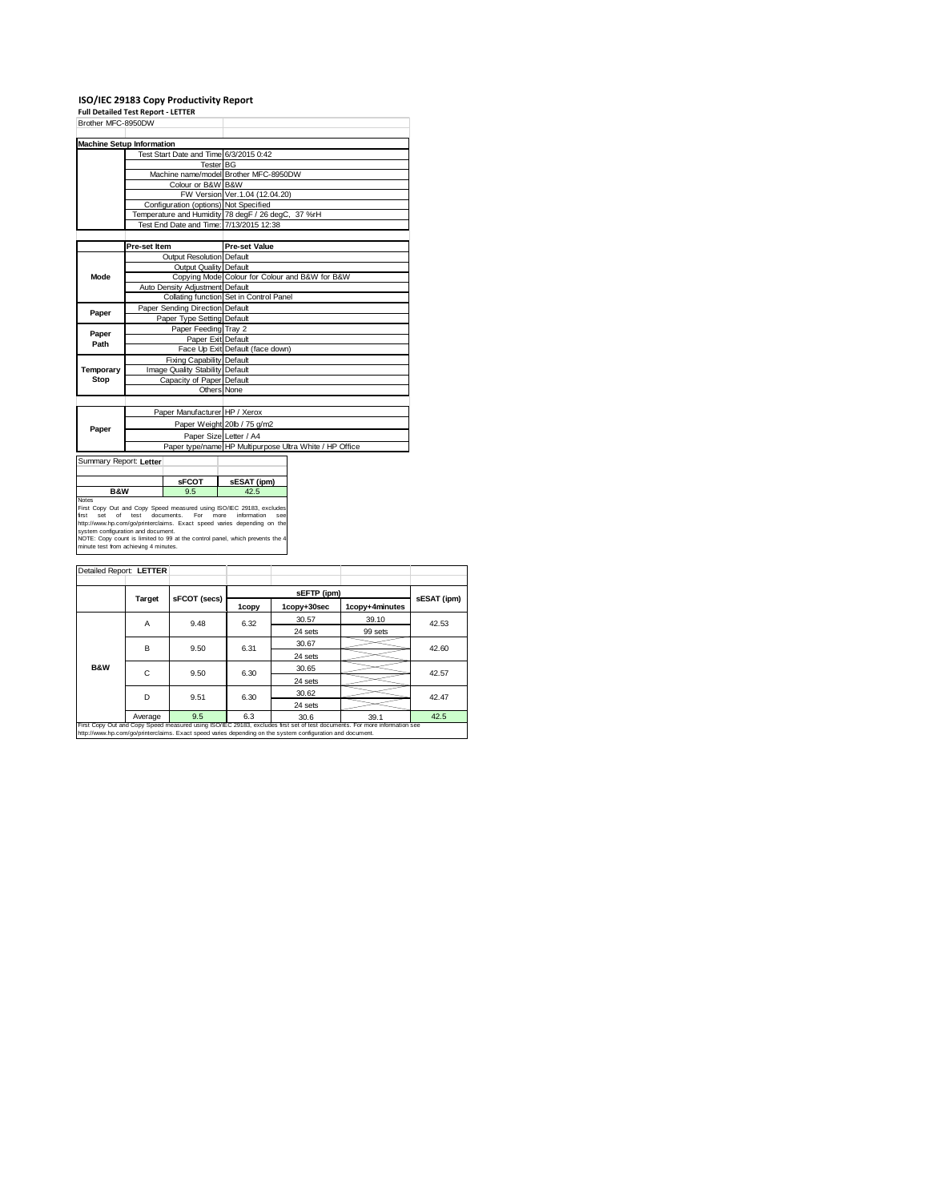# ISO/IEC 29183 Copy Productivity Report

**Full Detailed Test Report - LETTER**

Brother MFC-8950DW

| Machine Setup Information | | |
|---|---|---|
| | Test Start Date and Time | 6/3/2015 0:42 |
| | Tester | BG |
| | Machine name/model | Brother MFC-8950DW |
| | Colour or B&W | B&W |
| | FW Version | Ver.1.04 (12.04.20) |
| | Configuration (options) | Not Specified |
| | Temperature and Humidity | 78 degF / 26 degC, 37 %rH |
| | Test End Date and Time: | 7/13/2015 12:38 |

| | Pre-set Item | Pre-set Value |
|---|---|---|
| Mode | Output Resolution | Default |
| | Output Quality | Default |
| | Copying Mode | Colour for Colour and B&W for B&W |
| | Auto Density Adjustment | Default |
| | Collating function | Set in Control Panel |
| Paper | Paper Sending Direction | Default |
| | Paper Type Setting | Default |
| Paper Path | Paper Feeding | Tray 2 |
| | Paper Exit | Default |
| | Face Up Exit | Default (face down) |
| Temporary Stop | Fixing Capability | Default |
| | Image Quality Stability | Default |
| | Capacity of Paper | Default |
| | Others | None |

| | | |
|---|---|---|
| Paper | Paper Manufacturer | HP / Xerox |
| | Paper Weight | 20lb / 75 g/m2 |
| | Paper Size | Letter / A4 |
| | Paper type/name | HP Multipurpose Ultra White / HP Office |

Summary Report: **Letter**

| | sFCOT | sESAT (ipm) |
|---|---|---|
| B&W | 9.5 | 42.5 |

Notes

First Copy Out and Copy Speed measured using ISO/IEC 29183, excludes first set of test documents. For more information see http://www.hp.com/go/printerclaims. Exact speed varies depending on the system configuration and document.

NOTE: Copy count is limited to 99 at the control panel, which prevents the 4 minute test from achieving 4 minutes.

Detailed Report: **LETTER**

| | Target | sFCOT (secs) | sEFTP (ipm) | | | sESAT (ipm) |
|---|---|---|---|---|---|---|
| | | | 1copy | 1copy+30sec | 1copy+4minutes | |
| B&W | A | 9.48 | 6.32 | 30.57 | 39.10 | 42.53 |
| | | | | 24 sets | 99 sets | |
| | B | 9.50 | 6.31 | 30.67 | | 42.60 |
| | | | | 24 sets | | |
| | C | 9.50 | 6.30 | 30.65 | | 42.57 |
| | | | | 24 sets | | |
| | D | 9.51 | 6.30 | 30.62 | | 42.47 |
| | | | | 24 sets | | |
| | Average | 9.5 | 6.3 | 30.6 | 39.1 | 42.5 |

First Copy Out and Copy Speed measured using ISO/IEC 29183, excludes first set of test documents. For more information see http://www.hp.com/go/printerclaims. Exact speed varies depending on the system configuration and document.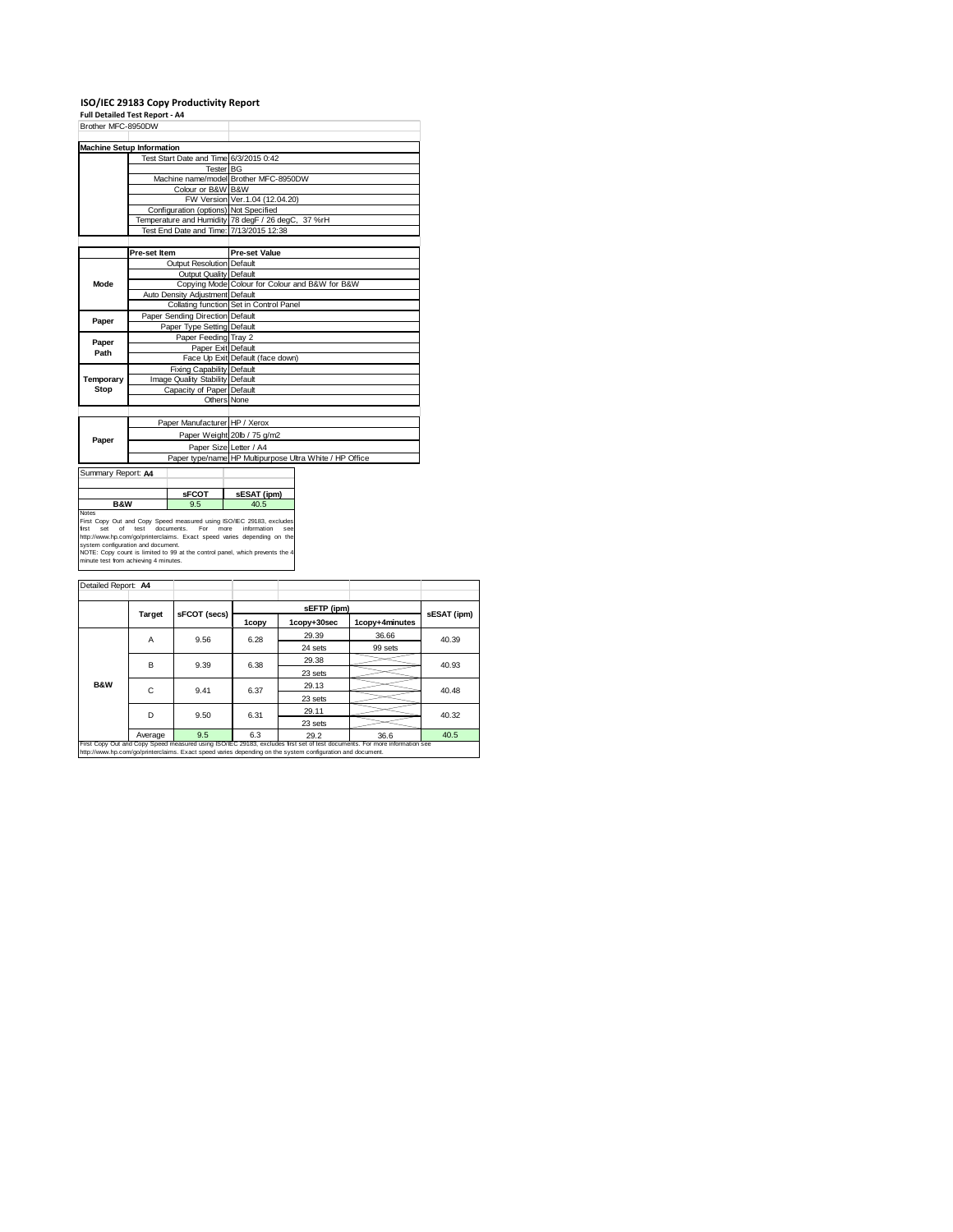# ISO/IEC 29183 Copy Productivity Report

**Full Detailed Test Report - A4**

| Brother MFC-8950DW | |
|---|---|

**Machine Setup Information**

| | |
|---|---|
| Test Start Date and Time | 6/3/2015 0:42 |
| Tester | BG |
| Machine name/model | Brother MFC-8950DW |
| Colour or B&W | B&W |
| FW Version | Ver.1.04 (12.04.20) |
| Configuration (options) | Not Specified |
| Temperature and Humidity | 78 degF / 26 degC, 37 %rH |
| Test End Date and Time: | 7/13/2015 12:38 |

| | Pre-set Item | Pre-set Value |
|---|---|---|
| Mode | Output Resolution | Default |
| | Output Quality | Default |
| | Copying Mode | Colour for Colour and B&W for B&W |
| | Auto Density Adjustment | Default |
| | Collating function | Set in Control Panel |
| Paper | Paper Sending Direction | Default |
| | Paper Type Setting | Default |
| Paper Path | Paper Feeding | Tray 2 |
| | Paper Exit | Default |
| | Face Up Exit | Default (face down) |
| Temporary Stop | Fixing Capability | Default |
| | Image Quality Stability | Default |
| | Capacity of Paper | Default |
| | Others | None |

| | | |
|---|---|---|
| Paper | Paper Manufacturer | HP / Xerox |
| | Paper Weight | 20lb / 75 g/m2 |
| | Paper Size | Letter / A4 |
| | Paper type/name | HP Multipurpose Ultra White / HP Office |

Summary Report: **A4**

| | sFCOT | sESAT (ipm) |
|---|---|---|
| B&W | 9.5 | 40.5 |

Notes

First Copy Out and Copy Speed measured using ISO/IEC 29183, excludes first set of test documents. For more information see http://www.hp.com/go/printerclaims. Exact speed varies depending on the system configuration and document.

NOTE: Copy count is limited to 99 at the control panel, which prevents the 4 minute test from achieving 4 minutes.

Detailed Report: **A4**

| | Target | sFCOT (secs) | sEFTP (ipm) | | | sESAT (ipm) |
|---|---|---|---|---|---|---|
| | | | 1copy | 1copy+30sec | 1copy+4minutes | |
| B&W | A | 9.56 | 6.28 | 29.39 | 36.66 | 40.39 |
| | | | | 24 sets | 99 sets | |
| | B | 9.39 | 6.38 | 29.38 | | 40.93 |
| | | | | 23 sets | | |
| | C | 9.41 | 6.37 | 29.13 | | 40.48 |
| | | | | 23 sets | | |
| | D | 9.50 | 6.31 | 29.11 | | 40.32 |
| | | | | 23 sets | | |
| | Average | 9.5 | 6.3 | 29.2 | 36.6 | 40.5 |

First Copy Out and Copy Speed measured using ISO/IEC 29183, excludes first set of test documents. For more information see http://www.hp.com/go/printerclaims. Exact speed varies depending on the system configuration and document.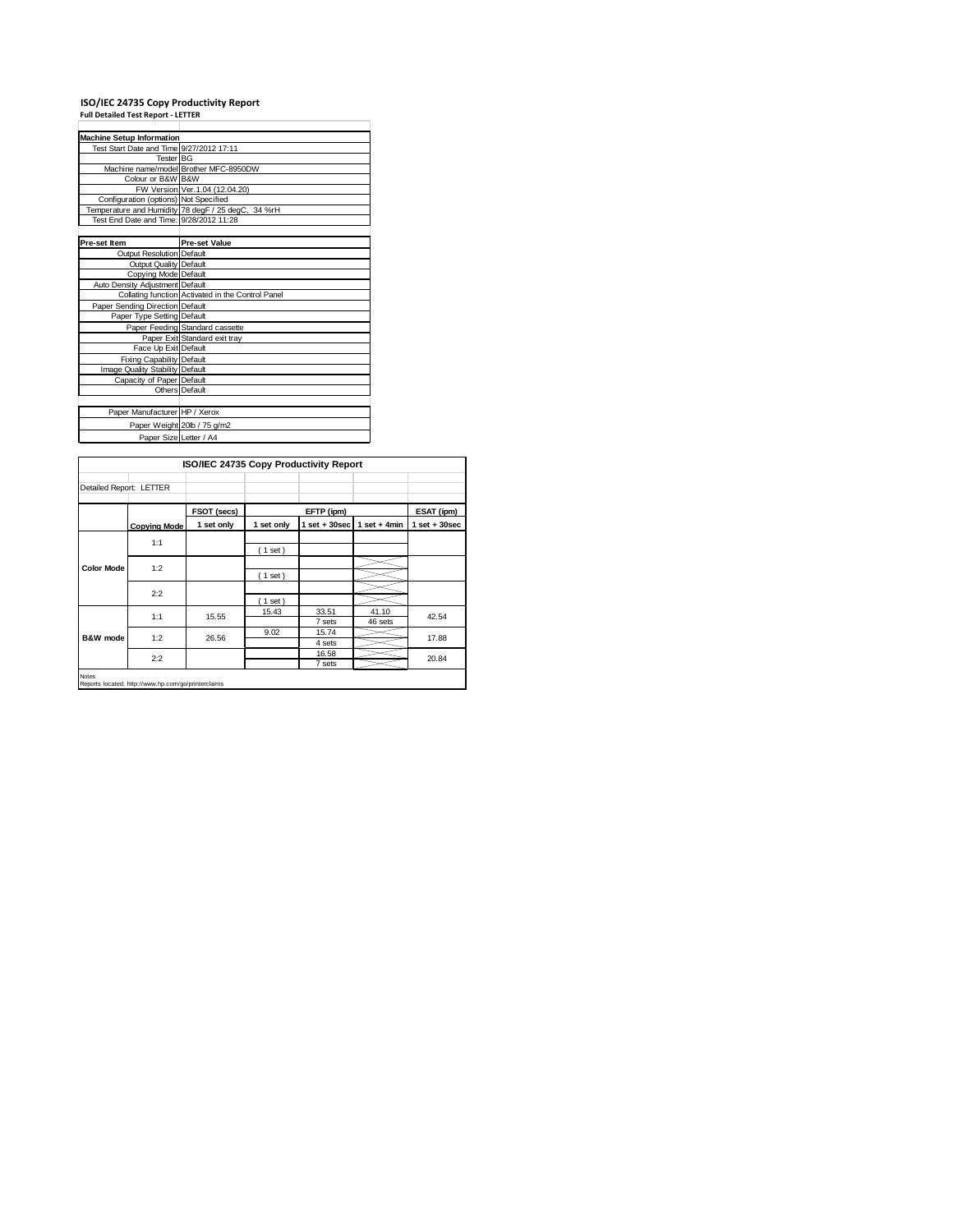# ISO/IEC 24735 Copy Productivity Report

**Full Detailed Test Report - LETTER**

| Machine Setup Information | |
|---|---|
| Test Start Date and Time | 9/27/2012 17:11 |
| Tester | BG |
| Machine name/model | Brother MFC-8950DW |
| Colour or B&W | B&W |
| FW Version | Ver.1.04 (12.04.20) |
| Configuration (options) | Not Specified |
| Temperature and Humidity | 78 degF / 25 degC, 34 %rH |
| Test End Date and Time: | 9/28/2012 11:28 |

| Pre-set Item | Pre-set Value |
|---|---|
| Output Resolution | Default |
| Output Quality | Default |
| Copying Mode | Default |
| Auto Density Adjustment | Default |
| Collating function | Activated in the Control Panel |
| Paper Sending Direction | Default |
| Paper Type Setting | Default |
| Paper Feeding | Standard cassette |
| Paper Exit | Standard exit tray |
| Face Up Exit | Default |
| Fixing Capability | Default |
| Image Quality Stability | Default |
| Capacity of Paper | Default |
| Others | Default |

| | |
|---|---|
| Paper Manufacturer | HP / Xerox |
| Paper Weight | 20lb / 75 g/m2 |
| Paper Size | Letter / A4 |

**ISO/IEC 24735 Copy Productivity Report**

Detailed Report: LETTER

| | | FSOT (secs) | EFTP (ipm) | | | ESAT (ipm) |
|---|---|---|---|---|---|---|
| | **Copying Mode** | 1 set only | 1 set only | 1 set + 30sec | 1 set + 4min | 1 set + 30sec |
| **Color Mode** | 1:1 | | ( 1 set ) | | | |
| | 1:2 | | ( 1 set ) | | | |
| | 2:2 | | ( 1 set ) | | | |
| **B&W mode** | 1:1 | 15.55 | 15.43 | 33.51<br>7 sets | 41.10<br>46 sets | 42.54 |
| | 1:2 | 26.56 | 9.02 | 15.74<br>4 sets | | 17.88 |
| | 2:2 | | | 16.58<br>7 sets | | 20.84 |

Notes

Reports located: http://www.hp.com/go/printerclaims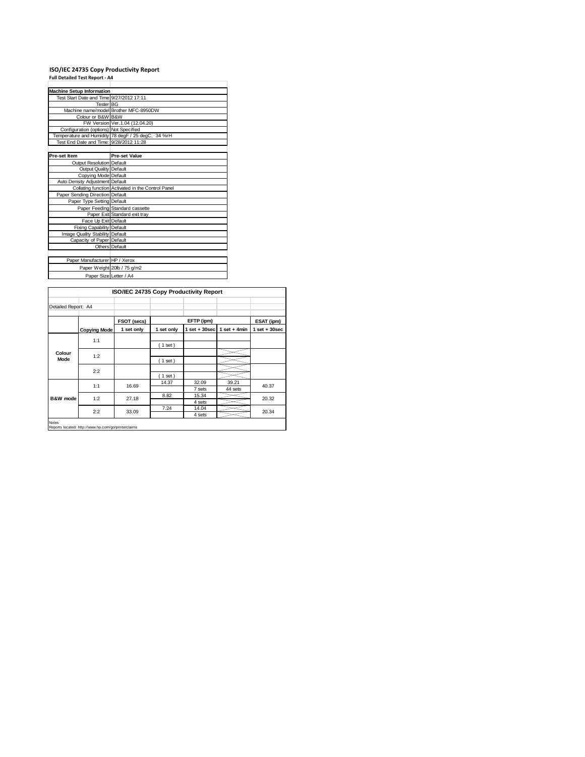# ISO/IEC 24735 Copy Productivity Report

**Full Detailed Test Report - A4**

| Machine Setup Information | |
|---|---|
| Test Start Date and Time | 9/27/2012 17:11 |
| Tester | BG |
| Machine name/model | Brother MFC-8950DW |
| Colour or B&W | B&W |
| FW Version | Ver.1.04 (12.04.20) |
| Configuration (options) | Not Specified |
| Temperature and Humidity | 78 degF / 25 degC, 34 %rH |
| Test End Date and Time: | 9/28/2012 11:28 |

| Pre-set Item | Pre-set Value |
|---|---|
| Output Resolution | Default |
| Output Quality | Default |
| Copying Mode | Default |
| Auto Density Adjustment | Default |
| Collating function | Activated in the Control Panel |
| Paper Sending Direction | Default |
| Paper Type Setting | Default |
| Paper Feeding | Standard cassette |
| Paper Exit | Standard exit tray |
| Face Up Exit | Default |
| Fixing Capability | Default |
| Image Quality Stability | Default |
| Capacity of Paper | Default |
| Others | Default |

| | |
|---|---|
| Paper Manufacturer | HP / Xerox |
| Paper Weight | 20lb / 75 g/m2 |
| Paper Size | Letter / A4 |

**ISO/IEC 24735 Copy Productivity Report**

Detailed Report: A4

| | | FSOT (secs) | EFTP (ipm) | | | ESAT (ipm) |
|---|---|---|---|---|---|---|
| | **Copying Mode** | **1 set only** | **1 set only** | **1 set + 30sec** | **1 set + 4min** | **1 set + 30sec** |
| **Colour Mode** | 1:1 | | ( 1 set ) | | | |
| | 1:2 | | ( 1 set ) | | | |
| | 2:2 | | ( 1 set ) | | | |
| **B&W mode** | 1:1 | 16.69 | 14.37 | 32.09<br>7 sets | 39.21<br>44 sets | 40.37 |
| | 1:2 | 27.18 | 8.82 | 15.34<br>4 sets | | 20.32 |
| | 2:2 | 33.09 | 7.24 | 14.04<br>4 sets | | 20.34 |

Notes

Reports located: http://www.hp.com/go/printerclaims